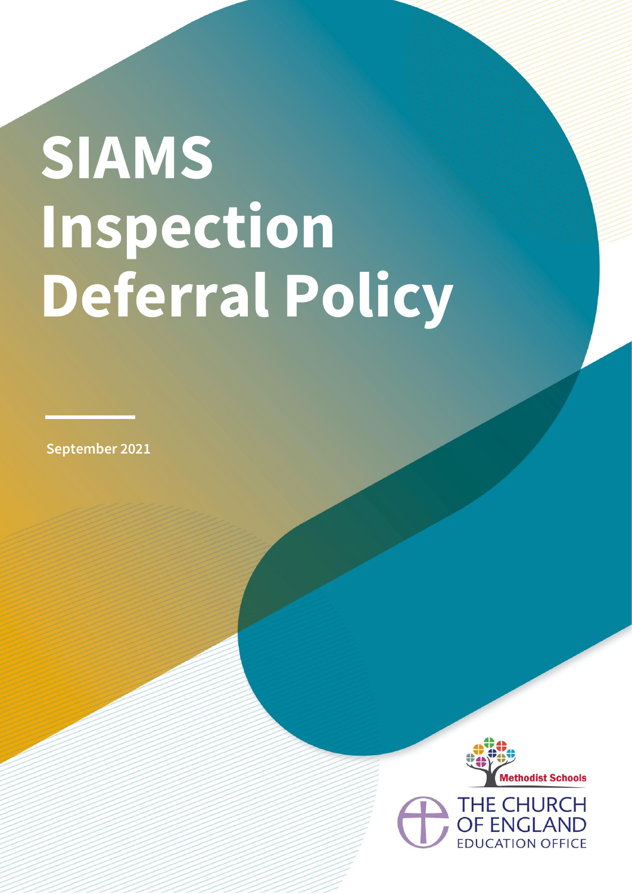# SIAMS Inspection Deferral Policy

September 2021

Methodist Schools

THE CHURCH OF ENGLAND EDUCATION OFFICE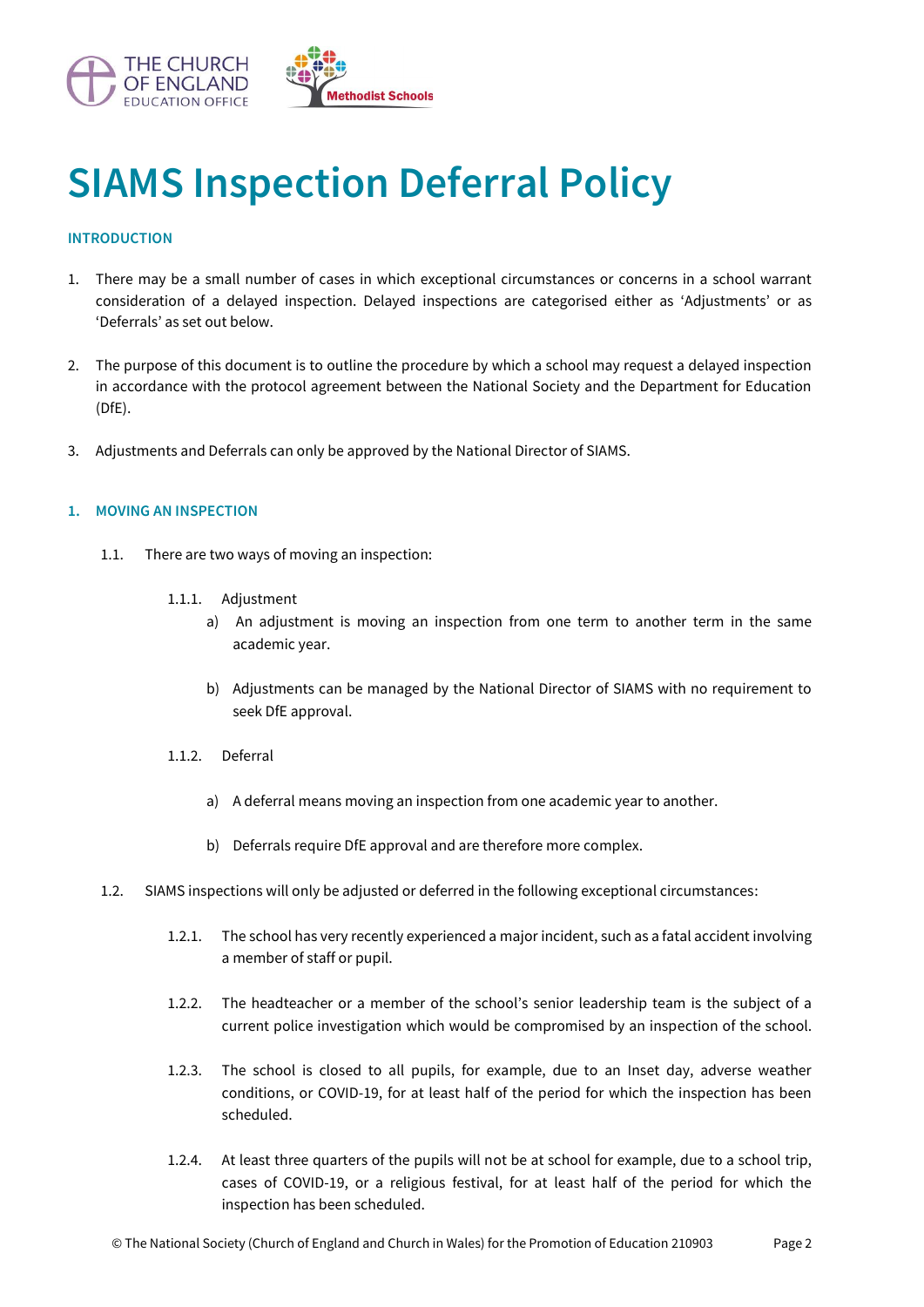# SIAMS Inspection Deferral Policy

## INTRODUCTION

1. There may be a small number of cases in which exceptional circumstances or concerns in a school warrant consideration of a delayed inspection. Delayed inspections are categorised either as 'Adjustments' or as 'Deferrals' as set out below.

2. The purpose of this document is to outline the procedure by which a school may request a delayed inspection in accordance with the protocol agreement between the National Society and the Department for Education (DfE).

3. Adjustments and Deferrals can only be approved by the National Director of SIAMS.

## 1. MOVING AN INSPECTION

1.1. There are two ways of moving an inspection:

1.1.1. Adjustment

a) An adjustment is moving an inspection from one term to another term in the same academic year.

b) Adjustments can be managed by the National Director of SIAMS with no requirement to seek DfE approval.

1.1.2. Deferral

a) A deferral means moving an inspection from one academic year to another.

b) Deferrals require DfE approval and are therefore more complex.

1.2. SIAMS inspections will only be adjusted or deferred in the following exceptional circumstances:

1.2.1. The school has very recently experienced a major incident, such as a fatal accident involving a member of staff or pupil.

1.2.2. The headteacher or a member of the school's senior leadership team is the subject of a current police investigation which would be compromised by an inspection of the school.

1.2.3. The school is closed to all pupils, for example, due to an Inset day, adverse weather conditions, or COVID-19, for at least half of the period for which the inspection has been scheduled.

1.2.4. At least three quarters of the pupils will not be at school for example, due to a school trip, cases of COVID-19, or a religious festival, for at least half of the period for which the inspection has been scheduled.

© The National Society (Church of England and Church in Wales) for the Promotion of Education 210903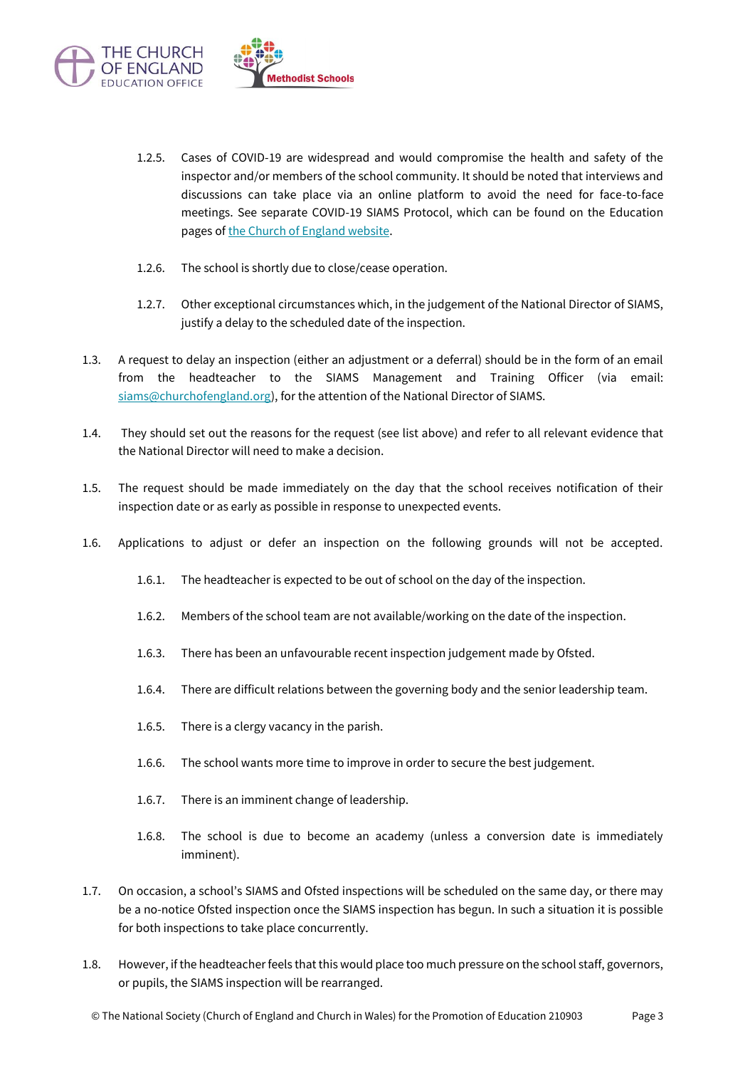1.2.5. Cases of COVID-19 are widespread and would compromise the health and safety of the inspector and/or members of the school community. It should be noted that interviews and discussions can take place via an online platform to avoid the need for face-to-face meetings. See separate COVID-19 SIAMS Protocol, which can be found on the Education pages of [the Church of England website](https://www.churchofengland.org).

1.2.6. The school is shortly due to close/cease operation.

1.2.7. Other exceptional circumstances which, in the judgement of the National Director of SIAMS, justify a delay to the scheduled date of the inspection.

1.3. A request to delay an inspection (either an adjustment or a deferral) should be in the form of an email from the headteacher to the SIAMS Management and Training Officer (via email: siams@churchofengland.org), for the attention of the National Director of SIAMS.

1.4. They should set out the reasons for the request (see list above) and refer to all relevant evidence that the National Director will need to make a decision.

1.5. The request should be made immediately on the day that the school receives notification of their inspection date or as early as possible in response to unexpected events.

1.6. Applications to adjust or defer an inspection on the following grounds will not be accepted.

1.6.1. The headteacher is expected to be out of school on the day of the inspection.

1.6.2. Members of the school team are not available/working on the date of the inspection.

1.6.3. There has been an unfavourable recent inspection judgement made by Ofsted.

1.6.4. There are difficult relations between the governing body and the senior leadership team.

1.6.5. There is a clergy vacancy in the parish.

1.6.6. The school wants more time to improve in order to secure the best judgement.

1.6.7. There is an imminent change of leadership.

1.6.8. The school is due to become an academy (unless a conversion date is immediately imminent).

1.7. On occasion, a school's SIAMS and Ofsted inspections will be scheduled on the same day, or there may be a no-notice Ofsted inspection once the SIAMS inspection has begun. In such a situation it is possible for both inspections to take place concurrently.

1.8. However, if the headteacher feels that this would place too much pressure on the school staff, governors, or pupils, the SIAMS inspection will be rearranged.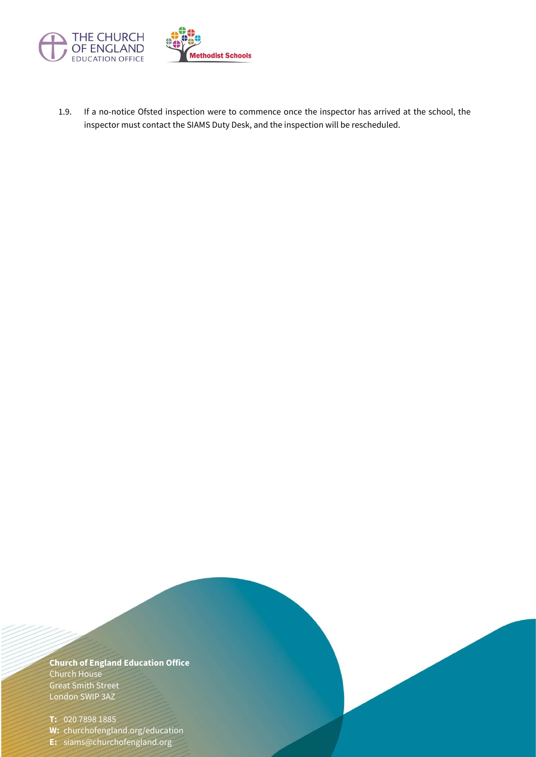1.9. If a no-notice Ofsted inspection were to commence once the inspector has arrived at the school, the inspector must contact the SIAMS Duty Desk, and the inspection will be rescheduled.

**Church of England Education Office**
Church House
Great Smith Street
London SWIP 3AZ

**T:** 020 7898 1885
**W:** churchofengland.org/education
**E:** siams@churchofengland.org